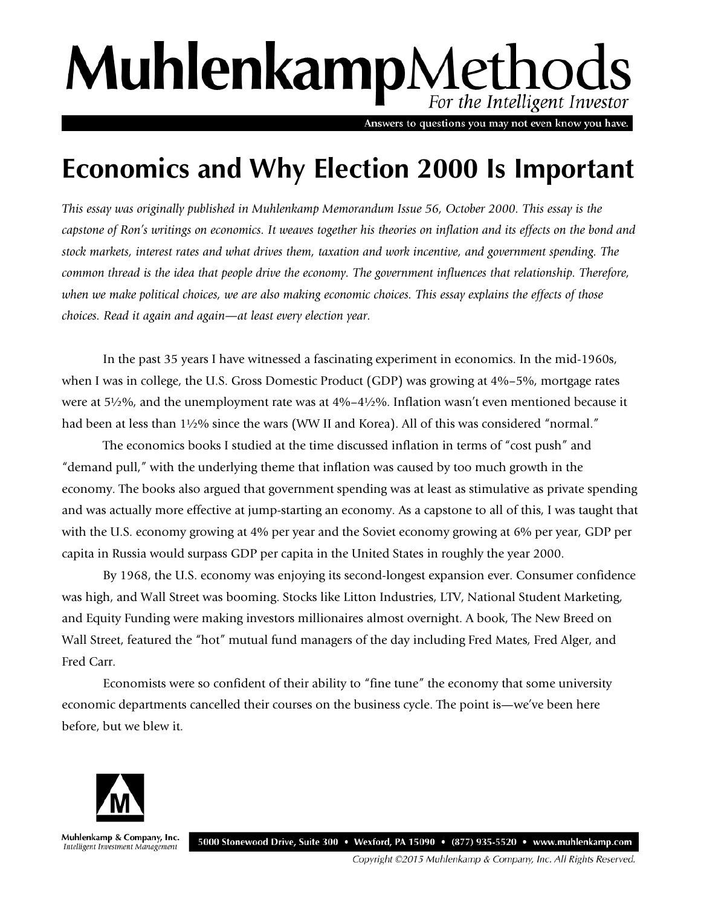# MuhlenkampMethods

*For the Intelligent Investor*

Answers to questions you may not even know you have.

## Economics and Why Election 2000 Is Important

*This essay was originally published in Muhlenkamp Memorandum Issue 56, October 2000. This essay is the capstone of Ron's writings on economics. It weaves together his theories on inflation and its effects on the bond and stock markets, interest rates and what drives them, taxation and work incentive, and government spending. The common thread is the idea that people drive the economy. The government influences that relationship. Therefore, when we make political choices, we are also making economic choices. This essay explains the effects of those choices. Read it again and again—at least every election year.*

In the past 35 years I have witnessed a fascinating experiment in economics. In the mid-1960s, when I was in college, the U.S. Gross Domestic Product (GDP) was growing at 4%–5%, mortgage rates were at 5½%, and the unemployment rate was at 4%–4½%. Inflation wasn't even mentioned because it had been at less than 1½% since the wars (WW II and Korea). All of this was considered "normal."

The economics books I studied at the time discussed inflation in terms of "cost push" and "demand pull," with the underlying theme that inflation was caused by too much growth in the economy. The books also argued that government spending was at least as stimulative as private spending and was actually more effective at jump-starting an economy. As a capstone to all of this, I was taught that with the U.S. economy growing at 4% per year and the Soviet economy growing at 6% per year, GDP per capita in Russia would surpass GDP per capita in the United States in roughly the year 2000.

By 1968, the U.S. economy was enjoying its second-longest expansion ever. Consumer confidence was high, and Wall Street was booming. Stocks like Litton Industries, LTV, National Student Marketing, and Equity Funding were making investors millionaires almost overnight. A book, The New Breed on Wall Street, featured the "hot" mutual fund managers of the day including Fred Mates, Fred Alger, and Fred Carr.

Economists were so confident of their ability to "fine tune" the economy that some university economic departments cancelled their courses on the business cycle. The point is—we've been here before, but we blew it.

Muhlenkamp & Company, Inc.
*Intelligent Investment Management*

5000 Stonewood Drive, Suite 300 • Wexford, PA 15090 • (877) 935-5520 • www.muhlenkamp.com

*Copyright ©2015 Muhlenkamp & Company, Inc. All Rights Reserved.*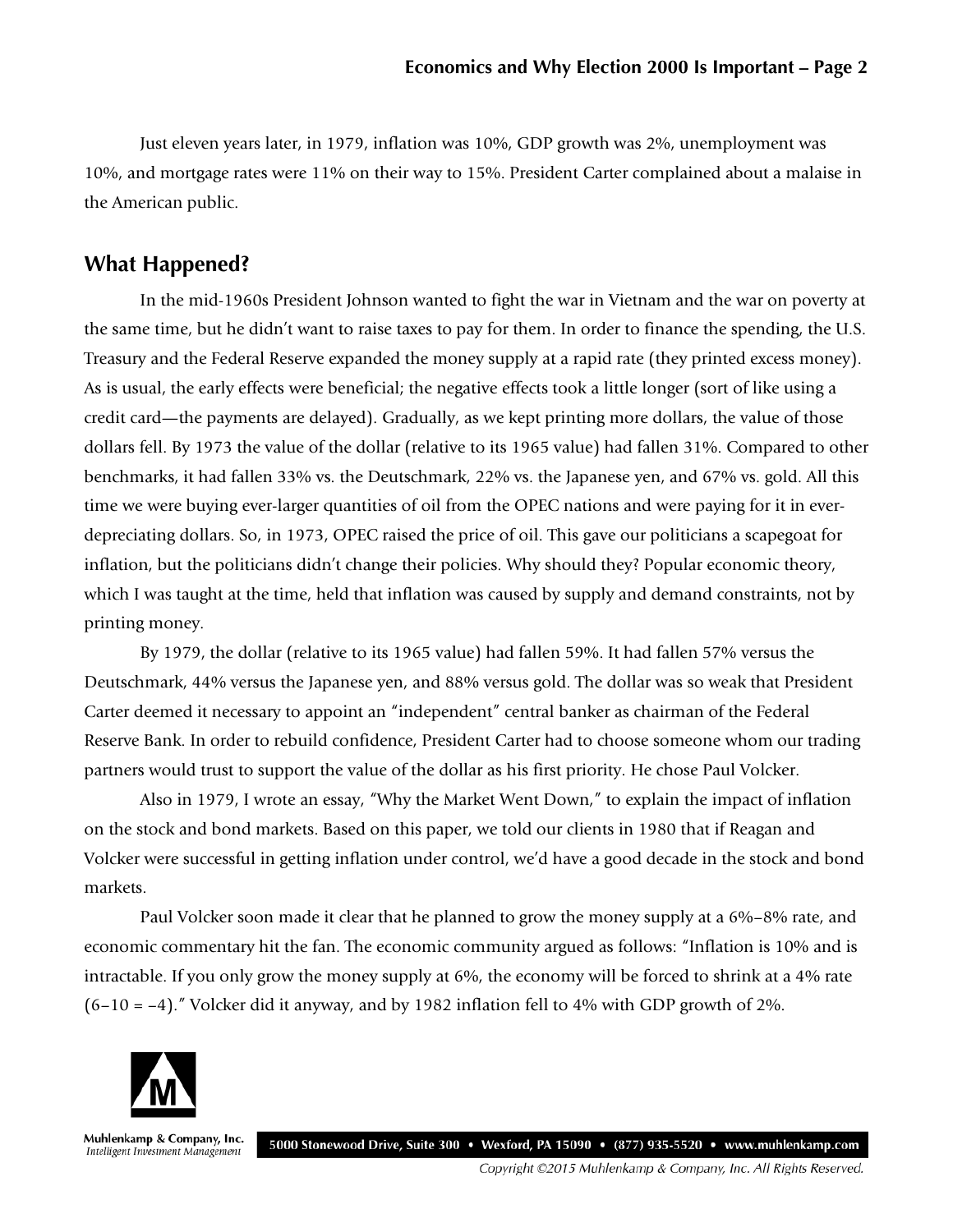Just eleven years later, in 1979, inflation was 10%, GDP growth was 2%, unemployment was 10%, and mortgage rates were 11% on their way to 15%. President Carter complained about a malaise in the American public.

## What Happened?

In the mid-1960s President Johnson wanted to fight the war in Vietnam and the war on poverty at the same time, but he didn't want to raise taxes to pay for them. In order to finance the spending, the U.S. Treasury and the Federal Reserve expanded the money supply at a rapid rate (they printed excess money). As is usual, the early effects were beneficial; the negative effects took a little longer (sort of like using a credit card—the payments are delayed). Gradually, as we kept printing more dollars, the value of those dollars fell. By 1973 the value of the dollar (relative to its 1965 value) had fallen 31%. Compared to other benchmarks, it had fallen 33% vs. the Deutschmark, 22% vs. the Japanese yen, and 67% vs. gold. All this time we were buying ever-larger quantities of oil from the OPEC nations and were paying for it in ever-depreciating dollars. So, in 1973, OPEC raised the price of oil. This gave our politicians a scapegoat for inflation, but the politicians didn't change their policies. Why should they? Popular economic theory, which I was taught at the time, held that inflation was caused by supply and demand constraints, not by printing money.

By 1979, the dollar (relative to its 1965 value) had fallen 59%. It had fallen 57% versus the Deutschmark, 44% versus the Japanese yen, and 88% versus gold. The dollar was so weak that President Carter deemed it necessary to appoint an "independent" central banker as chairman of the Federal Reserve Bank. In order to rebuild confidence, President Carter had to choose someone whom our trading partners would trust to support the value of the dollar as his first priority. He chose Paul Volcker.

Also in 1979, I wrote an essay, "Why the Market Went Down," to explain the impact of inflation on the stock and bond markets. Based on this paper, we told our clients in 1980 that if Reagan and Volcker were successful in getting inflation under control, we'd have a good decade in the stock and bond markets.

Paul Volcker soon made it clear that he planned to grow the money supply at a 6%–8% rate, and economic commentary hit the fan. The economic community argued as follows: "Inflation is 10% and is intractable. If you only grow the money supply at 6%, the economy will be forced to shrink at a 4% rate (6–10 = –4)." Volcker did it anyway, and by 1982 inflation fell to 4% with GDP growth of 2%.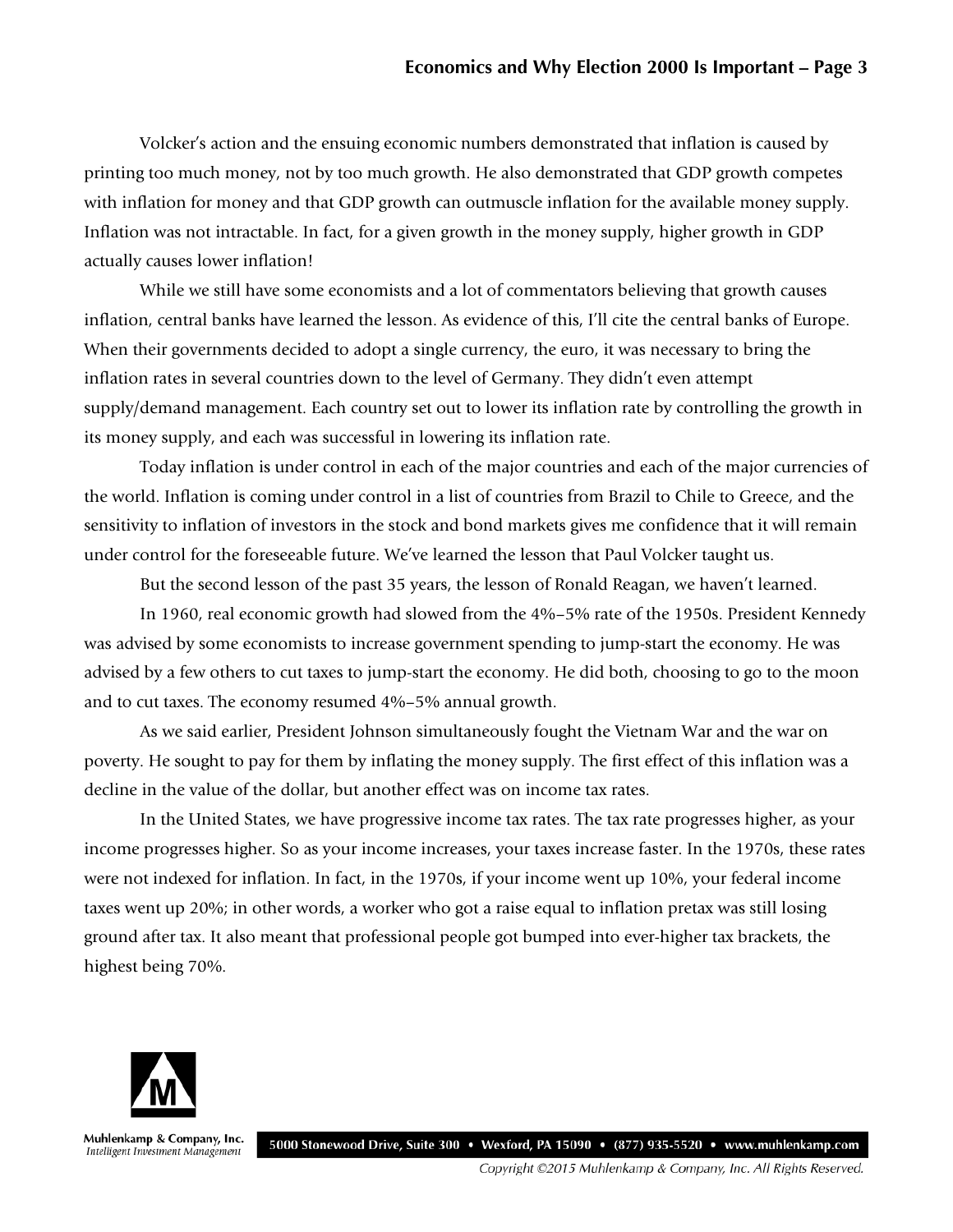Volcker's action and the ensuing economic numbers demonstrated that inflation is caused by printing too much money, not by too much growth. He also demonstrated that GDP growth competes with inflation for money and that GDP growth can outmuscle inflation for the available money supply. Inflation was not intractable. In fact, for a given growth in the money supply, higher growth in GDP actually causes lower inflation!

While we still have some economists and a lot of commentators believing that growth causes inflation, central banks have learned the lesson. As evidence of this, I'll cite the central banks of Europe. When their governments decided to adopt a single currency, the euro, it was necessary to bring the inflation rates in several countries down to the level of Germany. They didn't even attempt supply/demand management. Each country set out to lower its inflation rate by controlling the growth in its money supply, and each was successful in lowering its inflation rate.

Today inflation is under control in each of the major countries and each of the major currencies of the world. Inflation is coming under control in a list of countries from Brazil to Chile to Greece, and the sensitivity to inflation of investors in the stock and bond markets gives me confidence that it will remain under control for the foreseeable future. We've learned the lesson that Paul Volcker taught us.

But the second lesson of the past 35 years, the lesson of Ronald Reagan, we haven't learned.

In 1960, real economic growth had slowed from the 4%–5% rate of the 1950s. President Kennedy was advised by some economists to increase government spending to jump-start the economy. He was advised by a few others to cut taxes to jump-start the economy. He did both, choosing to go to the moon and to cut taxes. The economy resumed 4%–5% annual growth.

As we said earlier, President Johnson simultaneously fought the Vietnam War and the war on poverty. He sought to pay for them by inflating the money supply. The first effect of this inflation was a decline in the value of the dollar, but another effect was on income tax rates.

In the United States, we have progressive income tax rates. The tax rate progresses higher, as your income progresses higher. So as your income increases, your taxes increase faster. In the 1970s, these rates were not indexed for inflation. In fact, in the 1970s, if your income went up 10%, your federal income taxes went up 20%; in other words, a worker who got a raise equal to inflation pretax was still losing ground after tax. It also meant that professional people got bumped into ever-higher tax brackets, the highest being 70%.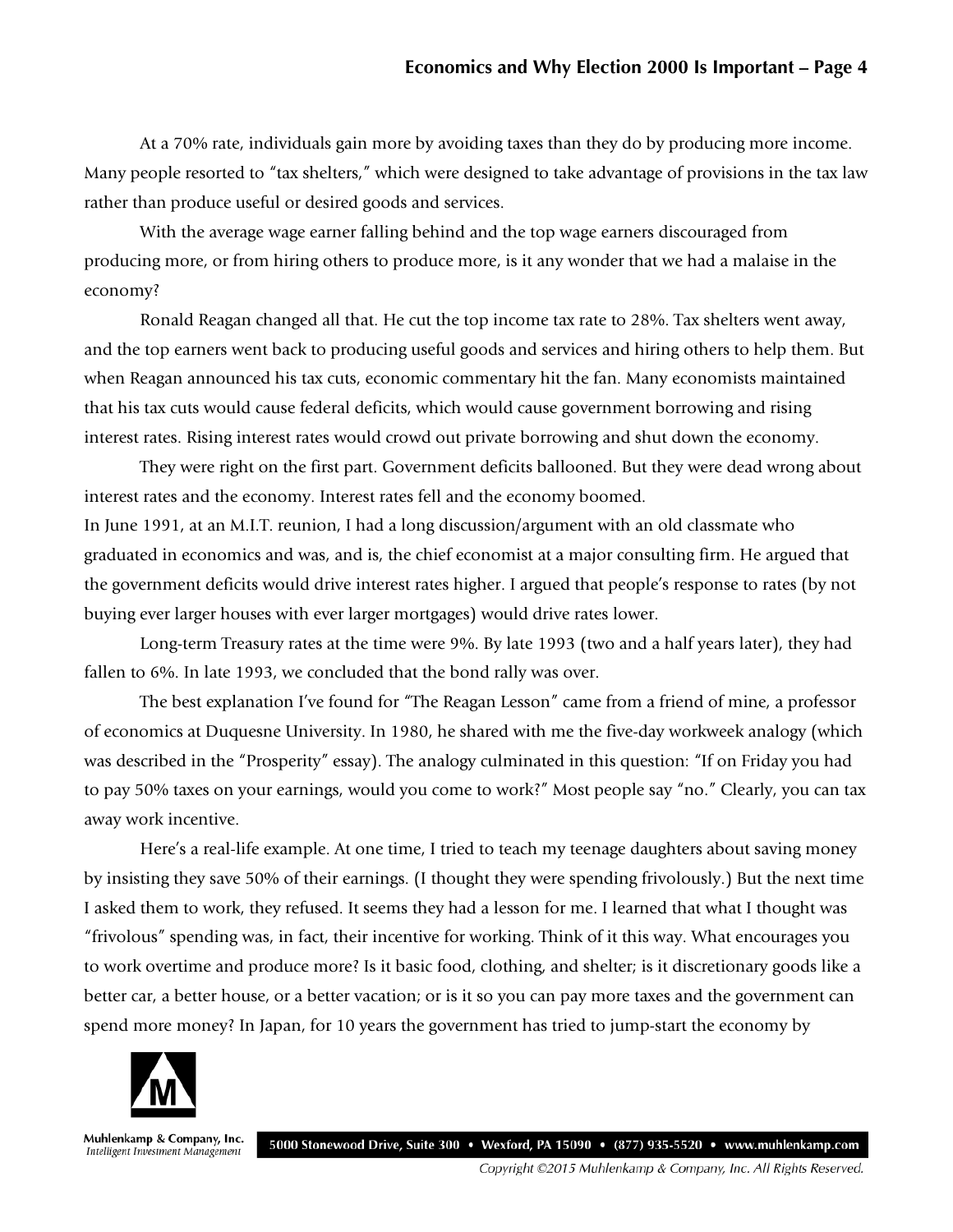At a 70% rate, individuals gain more by avoiding taxes than they do by producing more income. Many people resorted to "tax shelters," which were designed to take advantage of provisions in the tax law rather than produce useful or desired goods and services.

With the average wage earner falling behind and the top wage earners discouraged from producing more, or from hiring others to produce more, is it any wonder that we had a malaise in the economy?

Ronald Reagan changed all that. He cut the top income tax rate to 28%. Tax shelters went away, and the top earners went back to producing useful goods and services and hiring others to help them. But when Reagan announced his tax cuts, economic commentary hit the fan. Many economists maintained that his tax cuts would cause federal deficits, which would cause government borrowing and rising interest rates. Rising interest rates would crowd out private borrowing and shut down the economy.

They were right on the first part. Government deficits ballooned. But they were dead wrong about interest rates and the economy. Interest rates fell and the economy boomed.

In June 1991, at an M.I.T. reunion, I had a long discussion/argument with an old classmate who graduated in economics and was, and is, the chief economist at a major consulting firm. He argued that the government deficits would drive interest rates higher. I argued that people's response to rates (by not buying ever larger houses with ever larger mortgages) would drive rates lower.

Long-term Treasury rates at the time were 9%. By late 1993 (two and a half years later), they had fallen to 6%. In late 1993, we concluded that the bond rally was over.

The best explanation I've found for "The Reagan Lesson" came from a friend of mine, a professor of economics at Duquesne University. In 1980, he shared with me the five-day workweek analogy (which was described in the "Prosperity" essay). The analogy culminated in this question: "If on Friday you had to pay 50% taxes on your earnings, would you come to work?" Most people say "no." Clearly, you can tax away work incentive.

Here's a real-life example. At one time, I tried to teach my teenage daughters about saving money by insisting they save 50% of their earnings. (I thought they were spending frivolously.) But the next time I asked them to work, they refused. It seems they had a lesson for me. I learned that what I thought was "frivolous" spending was, in fact, their incentive for working. Think of it this way. What encourages you to work overtime and produce more? Is it basic food, clothing, and shelter; is it discretionary goods like a better car, a better house, or a better vacation; or is it so you can pay more taxes and the government can spend more money? In Japan, for 10 years the government has tried to jump-start the economy by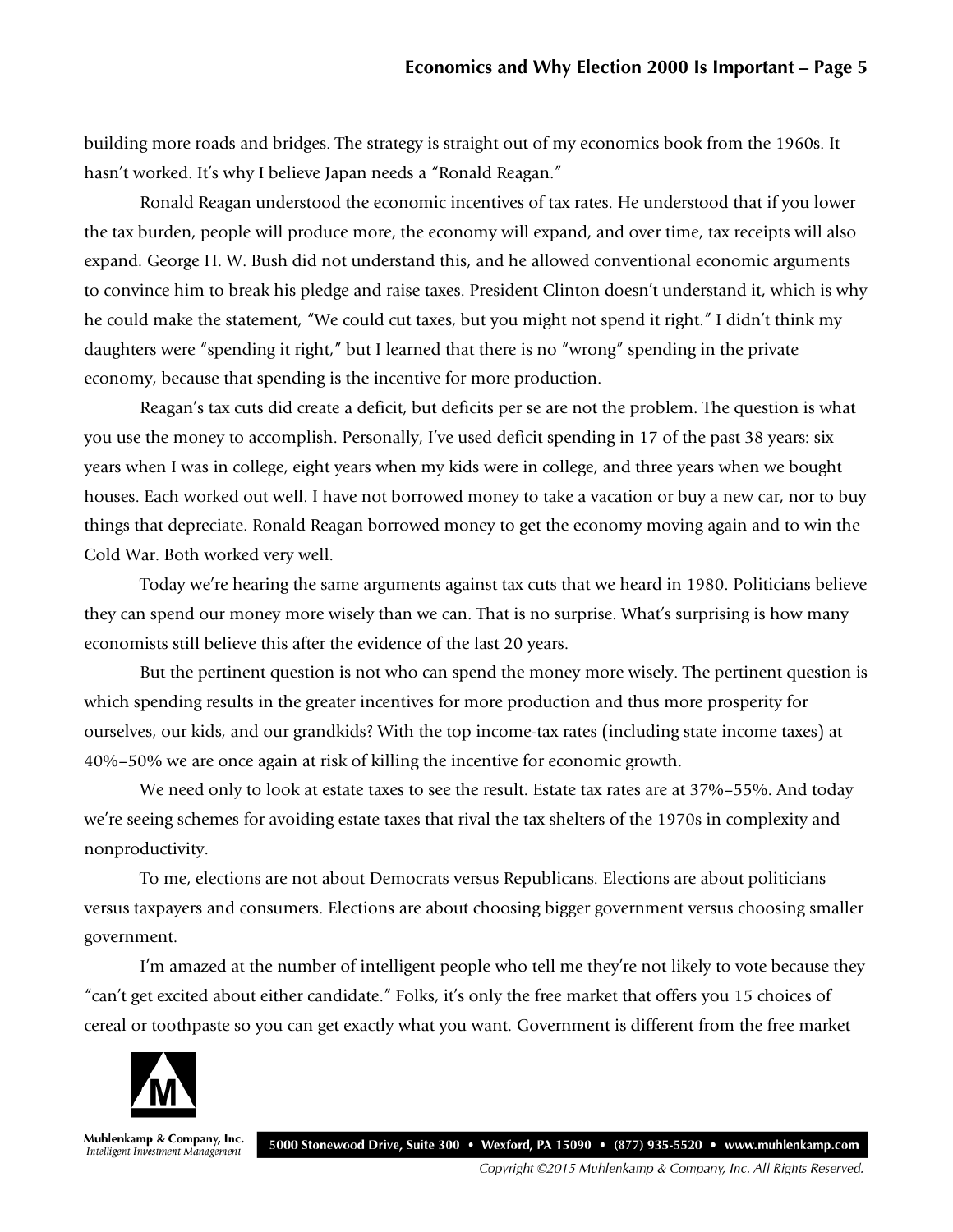building more roads and bridges. The strategy is straight out of my economics book from the 1960s. It hasn't worked. It's why I believe Japan needs a "Ronald Reagan."

Ronald Reagan understood the economic incentives of tax rates. He understood that if you lower the tax burden, people will produce more, the economy will expand, and over time, tax receipts will also expand. George H. W. Bush did not understand this, and he allowed conventional economic arguments to convince him to break his pledge and raise taxes. President Clinton doesn't understand it, which is why he could make the statement, "We could cut taxes, but you might not spend it right." I didn't think my daughters were "spending it right," but I learned that there is no "wrong" spending in the private economy, because that spending is the incentive for more production.

Reagan's tax cuts did create a deficit, but deficits per se are not the problem. The question is what you use the money to accomplish. Personally, I've used deficit spending in 17 of the past 38 years: six years when I was in college, eight years when my kids were in college, and three years when we bought houses. Each worked out well. I have not borrowed money to take a vacation or buy a new car, nor to buy things that depreciate. Ronald Reagan borrowed money to get the economy moving again and to win the Cold War. Both worked very well.

Today we're hearing the same arguments against tax cuts that we heard in 1980. Politicians believe they can spend our money more wisely than we can. That is no surprise. What's surprising is how many economists still believe this after the evidence of the last 20 years.

But the pertinent question is not who can spend the money more wisely. The pertinent question is which spending results in the greater incentives for more production and thus more prosperity for ourselves, our kids, and our grandkids? With the top income-tax rates (including state income taxes) at 40%–50% we are once again at risk of killing the incentive for economic growth.

We need only to look at estate taxes to see the result. Estate tax rates are at 37%–55%. And today we're seeing schemes for avoiding estate taxes that rival the tax shelters of the 1970s in complexity and nonproductivity.

To me, elections are not about Democrats versus Republicans. Elections are about politicians versus taxpayers and consumers. Elections are about choosing bigger government versus choosing smaller government.

I'm amazed at the number of intelligent people who tell me they're not likely to vote because they "can't get excited about either candidate." Folks, it's only the free market that offers you 15 choices of cereal or toothpaste so you can get exactly what you want. Government is different from the free market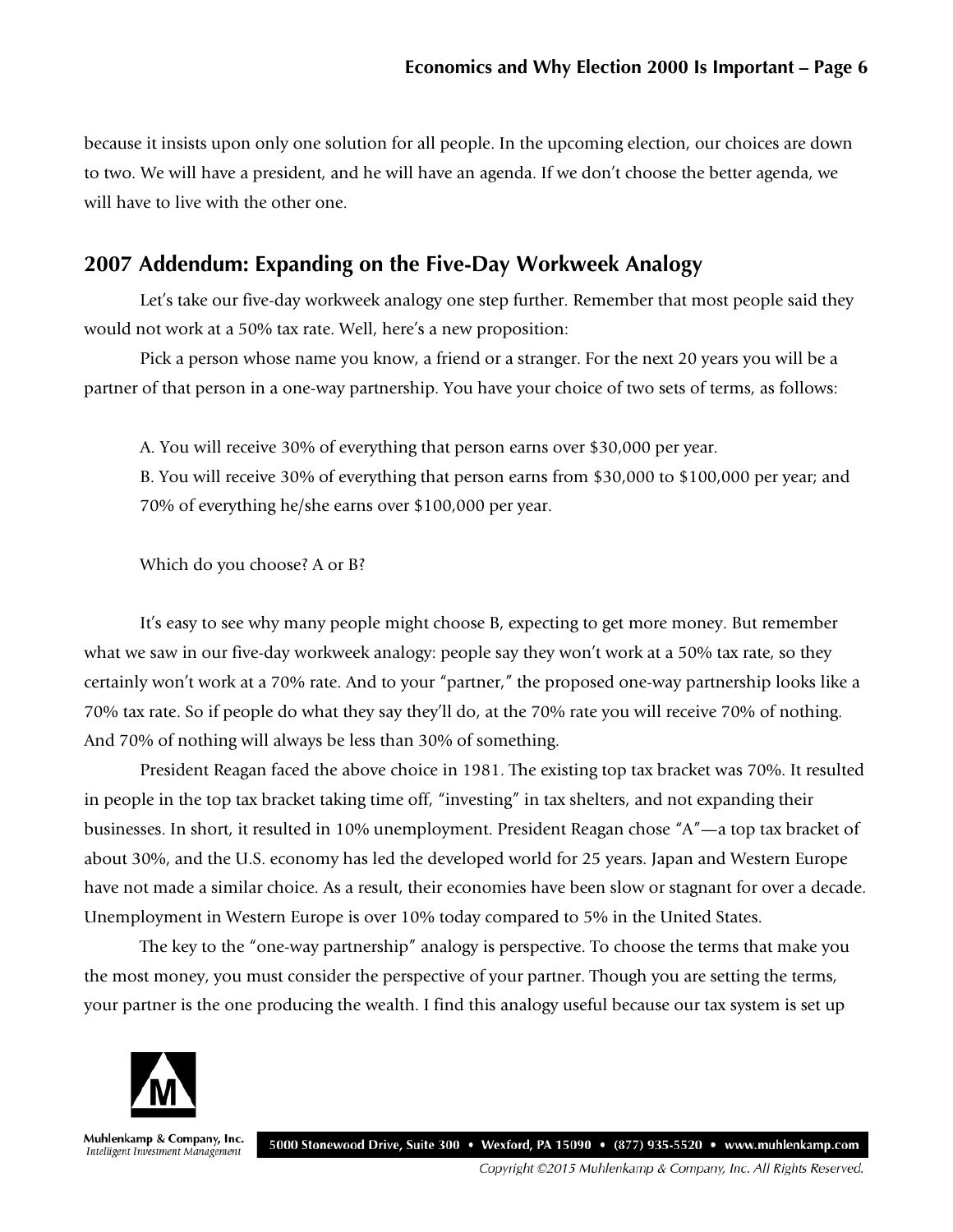because it insists upon only one solution for all people. In the upcoming election, our choices are down to two. We will have a president, and he will have an agenda. If we don't choose the better agenda, we will have to live with the other one.

## 2007 Addendum: Expanding on the Five-Day Workweek Analogy

Let's take our five-day workweek analogy one step further. Remember that most people said they would not work at a 50% tax rate. Well, here's a new proposition:

Pick a person whose name you know, a friend or a stranger. For the next 20 years you will be a partner of that person in a one-way partnership. You have your choice of two sets of terms, as follows:

A. You will receive 30% of everything that person earns over $30,000 per year.

B. You will receive 30% of everything that person earns from $30,000 to $100,000 per year; and 70% of everything he/she earns over $100,000 per year.

Which do you choose? A or B?

It's easy to see why many people might choose B, expecting to get more money. But remember what we saw in our five-day workweek analogy: people say they won't work at a 50% tax rate, so they certainly won't work at a 70% rate. And to your "partner," the proposed one-way partnership looks like a 70% tax rate. So if people do what they say they'll do, at the 70% rate you will receive 70% of nothing. And 70% of nothing will always be less than 30% of something.

President Reagan faced the above choice in 1981. The existing top tax bracket was 70%. It resulted in people in the top tax bracket taking time off, "investing" in tax shelters, and not expanding their businesses. In short, it resulted in 10% unemployment. President Reagan chose "A"—a top tax bracket of about 30%, and the U.S. economy has led the developed world for 25 years. Japan and Western Europe have not made a similar choice. As a result, their economies have been slow or stagnant for over a decade. Unemployment in Western Europe is over 10% today compared to 5% in the United States.

The key to the "one-way partnership" analogy is perspective. To choose the terms that make you the most money, you must consider the perspective of your partner. Though you are setting the terms, your partner is the one producing the wealth. I find this analogy useful because our tax system is set up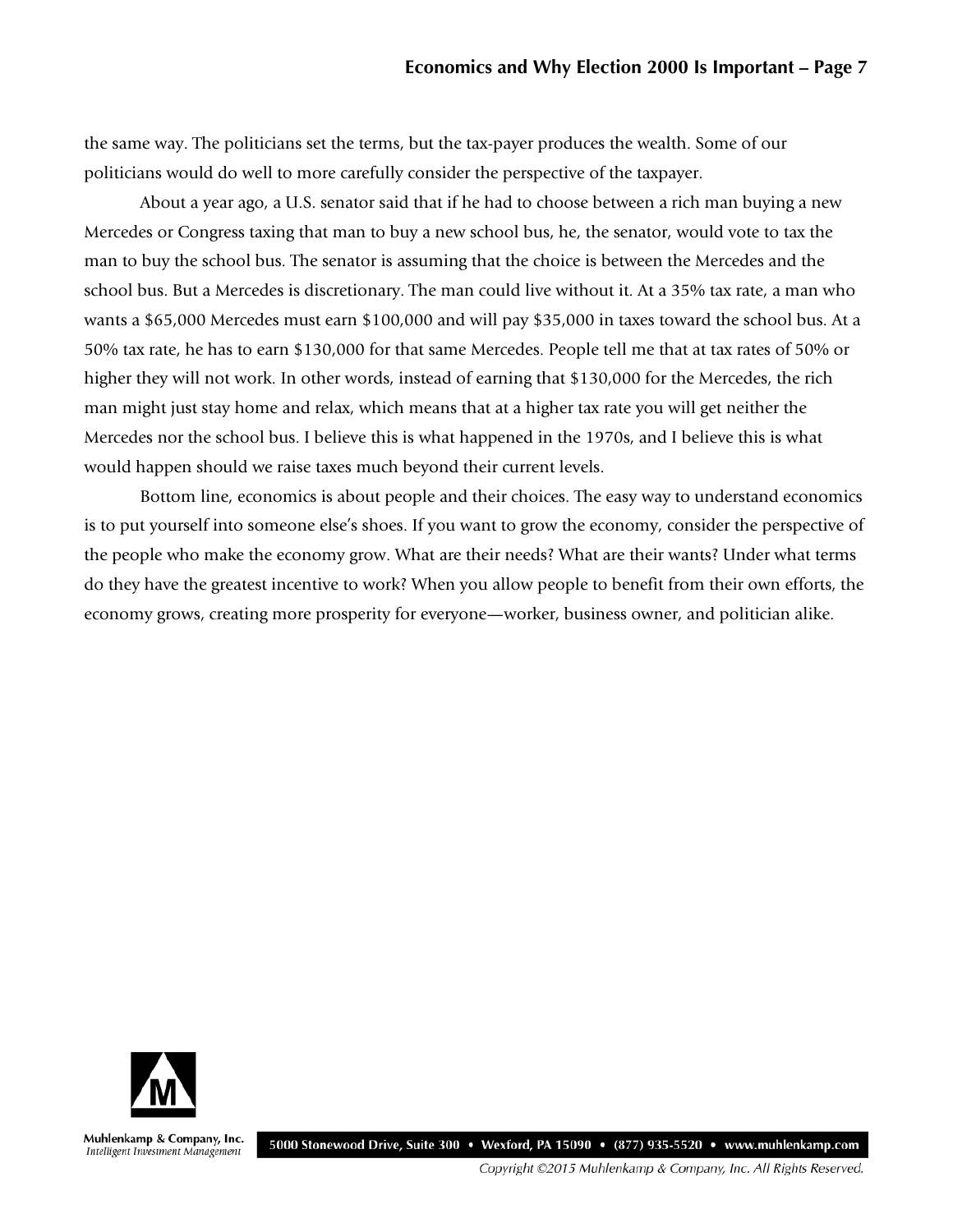the same way. The politicians set the terms, but the tax-payer produces the wealth. Some of our politicians would do well to more carefully consider the perspective of the taxpayer.

About a year ago, a U.S. senator said that if he had to choose between a rich man buying a new Mercedes or Congress taxing that man to buy a new school bus, he, the senator, would vote to tax the man to buy the school bus. The senator is assuming that the choice is between the Mercedes and the school bus. But a Mercedes is discretionary. The man could live without it. At a 35% tax rate, a man who wants a $65,000 Mercedes must earn $100,000 and will pay $35,000 in taxes toward the school bus. At a 50% tax rate, he has to earn $130,000 for that same Mercedes. People tell me that at tax rates of 50% or higher they will not work. In other words, instead of earning that $130,000 for the Mercedes, the rich man might just stay home and relax, which means that at a higher tax rate you will get neither the Mercedes nor the school bus. I believe this is what happened in the 1970s, and I believe this is what would happen should we raise taxes much beyond their current levels.

Bottom line, economics is about people and their choices. The easy way to understand economics is to put yourself into someone else's shoes. If you want to grow the economy, consider the perspective of the people who make the economy grow. What are their needs? What are their wants? Under what terms do they have the greatest incentive to work? When you allow people to benefit from their own efforts, the economy grows, creating more prosperity for everyone—worker, business owner, and politician alike.